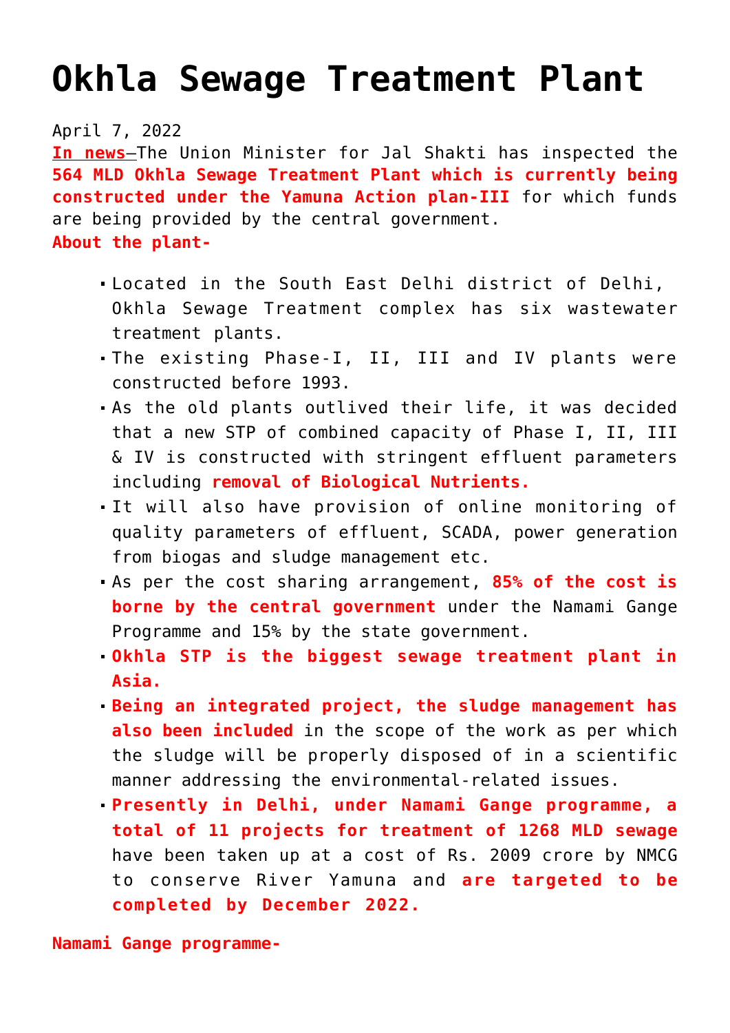# Okhla Sewage Treatment Plant

April 7, 2022

**In news**–The Union Minister for Jal Shakti has inspected the **564 MLD Okhla Sewage Treatment Plant which is currently being constructed under the Yamuna Action plan-III** for which funds are being provided by the central government.

**About the plant-**

- Located in the South East Delhi district of Delhi, Okhla Sewage Treatment complex has six wastewater treatment plants.
- The existing Phase-I, II, III and IV plants were constructed before 1993.
- As the old plants outlived their life, it was decided that a new STP of combined capacity of Phase I, II, III & IV is constructed with stringent effluent parameters including **removal of Biological Nutrients.**
- It will also have provision of online monitoring of quality parameters of effluent, SCADA, power generation from biogas and sludge management etc.
- As per the cost sharing arrangement, **85% of the cost is borne by the central government** under the Namami Gange Programme and 15% by the state government.
- **Okhla STP is the biggest sewage treatment plant in Asia.**
- **Being an integrated project, the sludge management has also been included** in the scope of the work as per which the sludge will be properly disposed of in a scientific manner addressing the environmental-related issues.
- **Presently in Delhi, under Namami Gange programme, a total of 11 projects for treatment of 1268 MLD sewage** have been taken up at a cost of Rs. 2009 crore by NMCG to conserve River Yamuna and **are targeted to be completed by December 2022.**

**Namami Gange programme-**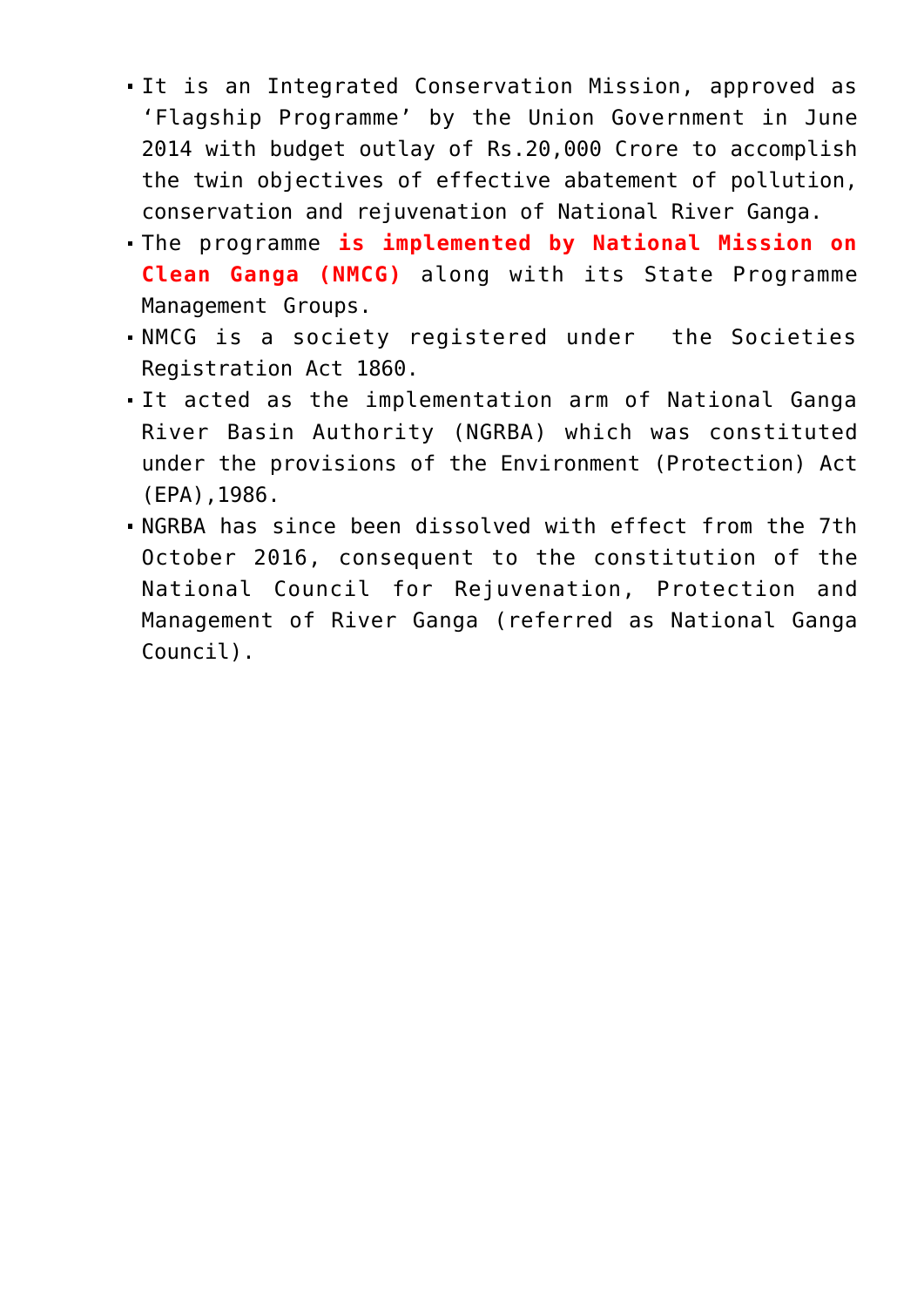- It is an Integrated Conservation Mission, approved as 'Flagship Programme' by the Union Government in June 2014 with budget outlay of Rs.20,000 Crore to accomplish the twin objectives of effective abatement of pollution, conservation and rejuvenation of National River Ganga.
- The programme **is implemented by National Mission on Clean Ganga (NMCG)** along with its State Programme Management Groups.
- NMCG is a society registered under the Societies Registration Act 1860.
- It acted as the implementation arm of National Ganga River Basin Authority (NGRBA) which was constituted under the provisions of the Environment (Protection) Act (EPA),1986.
- NGRBA has since been dissolved with effect from the 7th October 2016, consequent to the constitution of the National Council for Rejuvenation, Protection and Management of River Ganga (referred as National Ganga Council).